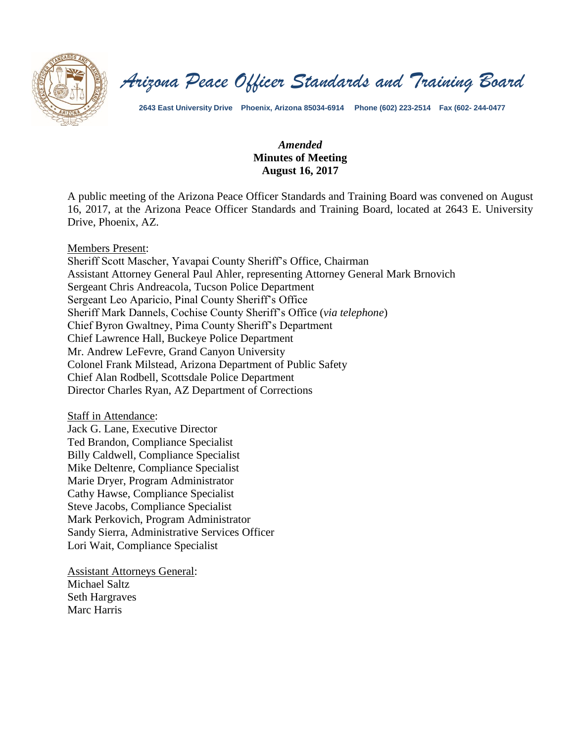# *Arizona Peace Officer Standards and Training Board*

**2643 East University Drive Phoenix, Arizona 85034-6914 Phone (602) 223-2514 Fax (602- 244-0477**

***Amended***
**Minutes of Meeting**
**August 16, 2017**

A public meeting of the Arizona Peace Officer Standards and Training Board was convened on August 16, 2017, at the Arizona Peace Officer Standards and Training Board, located at 2643 E. University Drive, Phoenix, AZ.

Members Present:
Sheriff Scott Mascher, Yavapai County Sheriff's Office, Chairman
Assistant Attorney General Paul Ahler, representing Attorney General Mark Brnovich
Sergeant Chris Andreacola, Tucson Police Department
Sergeant Leo Aparicio, Pinal County Sheriff's Office
Sheriff Mark Dannels, Cochise County Sheriff's Office (*via telephone*)
Chief Byron Gwaltney, Pima County Sheriff's Department
Chief Lawrence Hall, Buckeye Police Department
Mr. Andrew LeFevre, Grand Canyon University
Colonel Frank Milstead, Arizona Department of Public Safety
Chief Alan Rodbell, Scottsdale Police Department
Director Charles Ryan, AZ Department of Corrections

Staff in Attendance:
Jack G. Lane, Executive Director
Ted Brandon, Compliance Specialist
Billy Caldwell, Compliance Specialist
Mike Deltenre, Compliance Specialist
Marie Dryer, Program Administrator
Cathy Hawse, Compliance Specialist
Steve Jacobs, Compliance Specialist
Mark Perkovich, Program Administrator
Sandy Sierra, Administrative Services Officer
Lori Wait, Compliance Specialist

Assistant Attorneys General:
Michael Saltz
Seth Hargraves
Marc Harris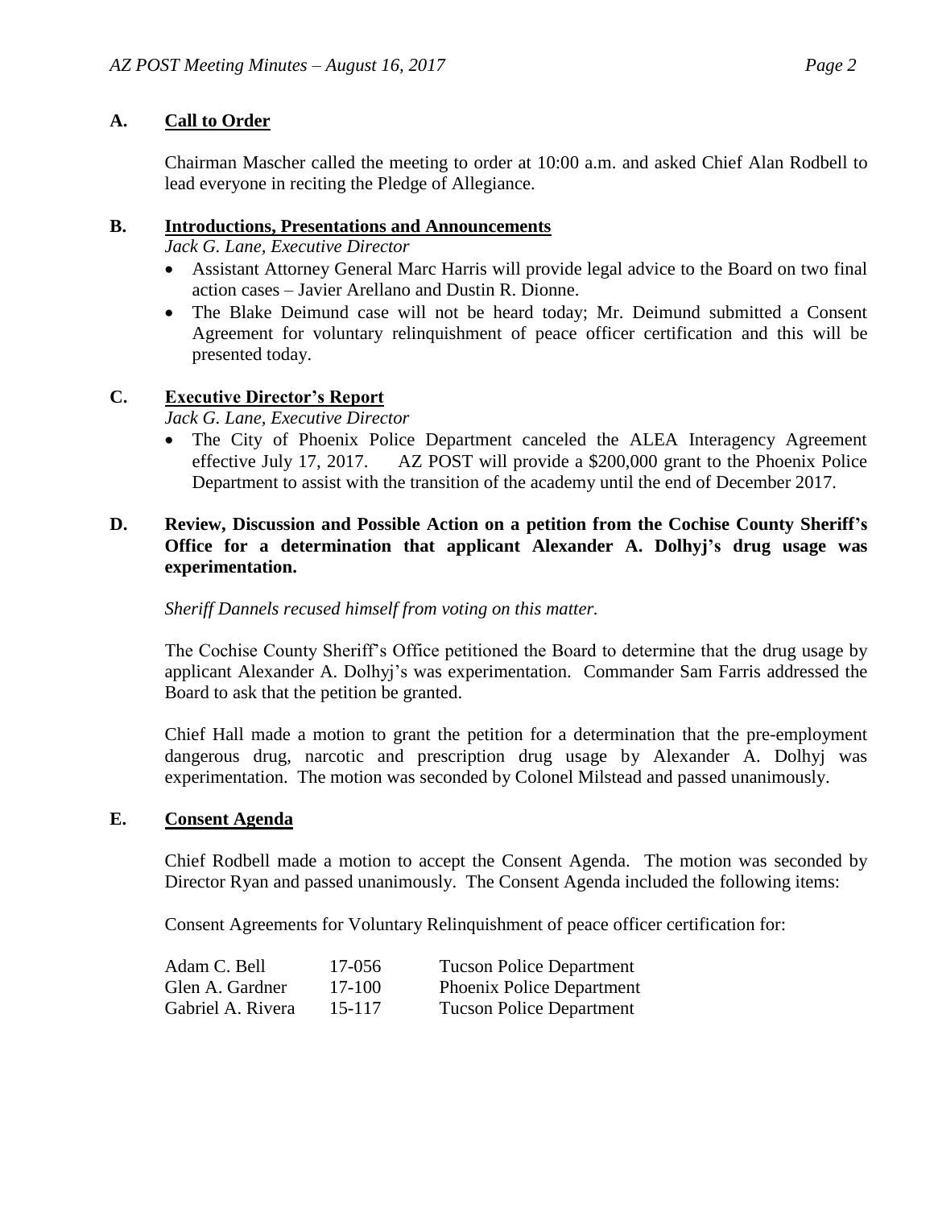## A. Call to Order

Chairman Mascher called the meeting to order at 10:00 a.m. and asked Chief Alan Rodbell to lead everyone in reciting the Pledge of Allegiance.

## B. Introductions, Presentations and Announcements

*Jack G. Lane, Executive Director*

- Assistant Attorney General Marc Harris will provide legal advice to the Board on two final action cases – Javier Arellano and Dustin R. Dionne.
- The Blake Deimund case will not be heard today; Mr. Deimund submitted a Consent Agreement for voluntary relinquishment of peace officer certification and this will be presented today.

## C. Executive Director's Report

*Jack G. Lane, Executive Director*

- The City of Phoenix Police Department canceled the ALEA Interagency Agreement effective July 17, 2017. AZ POST will provide a $200,000 grant to the Phoenix Police Department to assist with the transition of the academy until the end of December 2017.

## D. Review, Discussion and Possible Action on a petition from the Cochise County Sheriff's Office for a determination that applicant Alexander A. Dolhyj's drug usage was experimentation.

*Sheriff Dannels recused himself from voting on this matter.*

The Cochise County Sheriff's Office petitioned the Board to determine that the drug usage by applicant Alexander A. Dolhyj's was experimentation. Commander Sam Farris addressed the Board to ask that the petition be granted.

Chief Hall made a motion to grant the petition for a determination that the pre-employment dangerous drug, narcotic and prescription drug usage by Alexander A. Dolhyj was experimentation. The motion was seconded by Colonel Milstead and passed unanimously.

## E. Consent Agenda

Chief Rodbell made a motion to accept the Consent Agenda. The motion was seconded by Director Ryan and passed unanimously. The Consent Agenda included the following items:

Consent Agreements for Voluntary Relinquishment of peace officer certification for:

| | | |
|---|---|---|
| Adam C. Bell | 17-056 | Tucson Police Department |
| Glen A. Gardner | 17-100 | Phoenix Police Department |
| Gabriel A. Rivera | 15-117 | Tucson Police Department |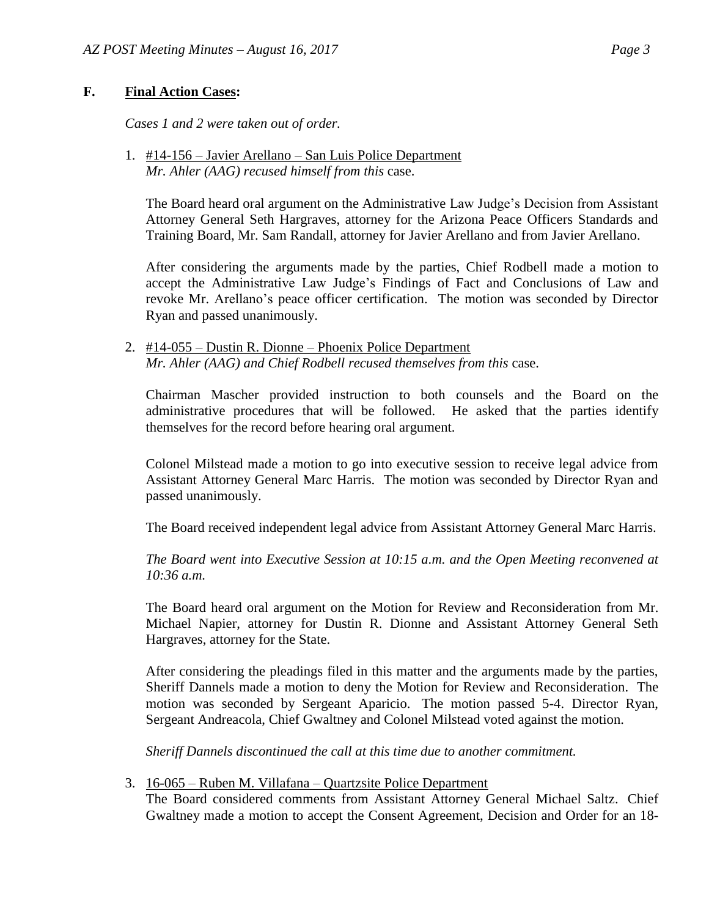## F. **Final Action Cases:**

*Cases 1 and 2 were taken out of order.*

1. #14-156 – Javier Arellano – San Luis Police Department
   *Mr. Ahler (AAG) recused himself from this* case.

   The Board heard oral argument on the Administrative Law Judge's Decision from Assistant Attorney General Seth Hargraves, attorney for the Arizona Peace Officers Standards and Training Board, Mr. Sam Randall, attorney for Javier Arellano and from Javier Arellano.

   After considering the arguments made by the parties, Chief Rodbell made a motion to accept the Administrative Law Judge's Findings of Fact and Conclusions of Law and revoke Mr. Arellano's peace officer certification. The motion was seconded by Director Ryan and passed unanimously.

2. #14-055 – Dustin R. Dionne – Phoenix Police Department
   *Mr. Ahler (AAG) and Chief Rodbell recused themselves from this* case.

   Chairman Mascher provided instruction to both counsels and the Board on the administrative procedures that will be followed. He asked that the parties identify themselves for the record before hearing oral argument.

   Colonel Milstead made a motion to go into executive session to receive legal advice from Assistant Attorney General Marc Harris. The motion was seconded by Director Ryan and passed unanimously.

   The Board received independent legal advice from Assistant Attorney General Marc Harris.

   *The Board went into Executive Session at 10:15 a.m. and the Open Meeting reconvened at 10:36 a.m.*

   The Board heard oral argument on the Motion for Review and Reconsideration from Mr. Michael Napier, attorney for Dustin R. Dionne and Assistant Attorney General Seth Hargraves, attorney for the State.

   After considering the pleadings filed in this matter and the arguments made by the parties, Sheriff Dannels made a motion to deny the Motion for Review and Reconsideration. The motion was seconded by Sergeant Aparicio. The motion passed 5-4. Director Ryan, Sergeant Andreacola, Chief Gwaltney and Colonel Milstead voted against the motion.

   *Sheriff Dannels discontinued the call at this time due to another commitment.*

3. 16-065 – Ruben M. Villafana – Quartzsite Police Department
   The Board considered comments from Assistant Attorney General Michael Saltz. Chief Gwaltney made a motion to accept the Consent Agreement, Decision and Order for an 18-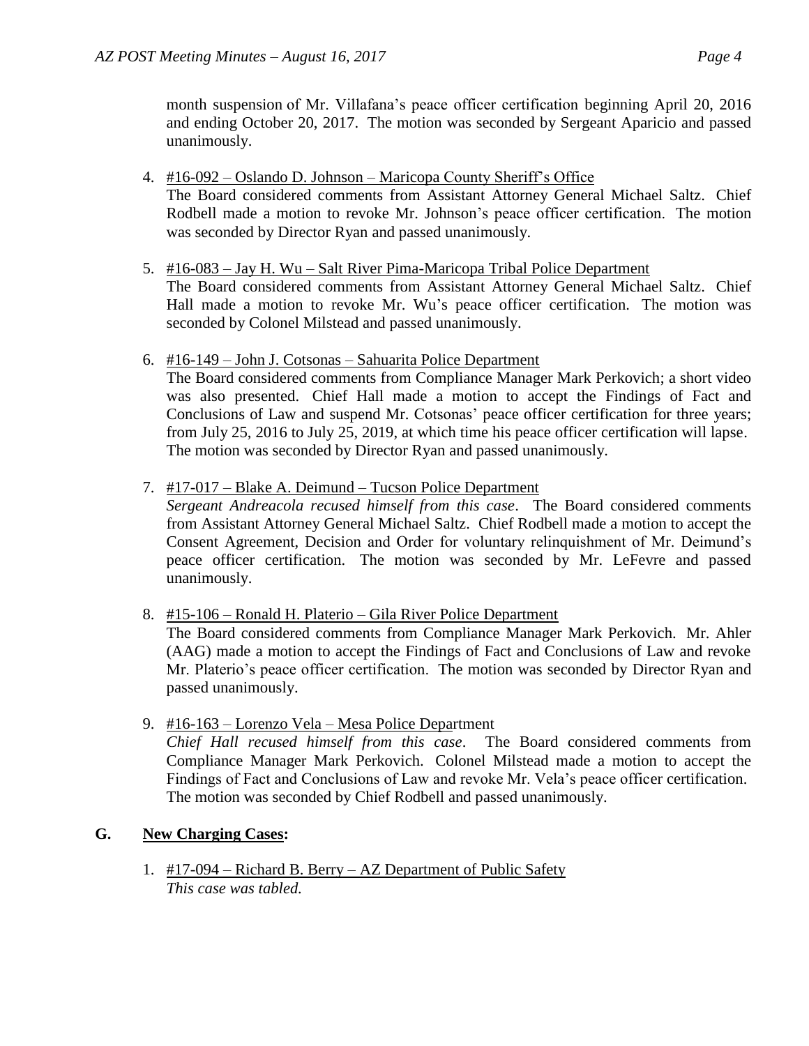month suspension of Mr. Villafana's peace officer certification beginning April 20, 2016 and ending October 20, 2017. The motion was seconded by Sergeant Aparicio and passed unanimously.

4. #16-092 – Oslando D. Johnson – Maricopa County Sheriff's Office
   The Board considered comments from Assistant Attorney General Michael Saltz. Chief Rodbell made a motion to revoke Mr. Johnson's peace officer certification. The motion was seconded by Director Ryan and passed unanimously.

5. #16-083 – Jay H. Wu – Salt River Pima-Maricopa Tribal Police Department
   The Board considered comments from Assistant Attorney General Michael Saltz. Chief Hall made a motion to revoke Mr. Wu's peace officer certification. The motion was seconded by Colonel Milstead and passed unanimously.

6. #16-149 – John J. Cotsonas – Sahuarita Police Department
   The Board considered comments from Compliance Manager Mark Perkovich; a short video was also presented. Chief Hall made a motion to accept the Findings of Fact and Conclusions of Law and suspend Mr. Cotsonas' peace officer certification for three years; from July 25, 2016 to July 25, 2019, at which time his peace officer certification will lapse. The motion was seconded by Director Ryan and passed unanimously.

7. #17-017 – Blake A. Deimund – Tucson Police Department
   *Sergeant Andreacola recused himself from this case*. The Board considered comments from Assistant Attorney General Michael Saltz. Chief Rodbell made a motion to accept the Consent Agreement, Decision and Order for voluntary relinquishment of Mr. Deimund's peace officer certification. The motion was seconded by Mr. LeFevre and passed unanimously.

8. #15-106 – Ronald H. Platerio – Gila River Police Department
   The Board considered comments from Compliance Manager Mark Perkovich. Mr. Ahler (AAG) made a motion to accept the Findings of Fact and Conclusions of Law and revoke Mr. Platerio's peace officer certification. The motion was seconded by Director Ryan and passed unanimously.

9. #16-163 – Lorenzo Vela – Mesa Police Department
   *Chief Hall recused himself from this case*. The Board considered comments from Compliance Manager Mark Perkovich. Colonel Milstead made a motion to accept the Findings of Fact and Conclusions of Law and revoke Mr. Vela's peace officer certification. The motion was seconded by Chief Rodbell and passed unanimously.

**G. New Charging Cases:**

1. #17-094 – Richard B. Berry – AZ Department of Public Safety
   *This case was tabled.*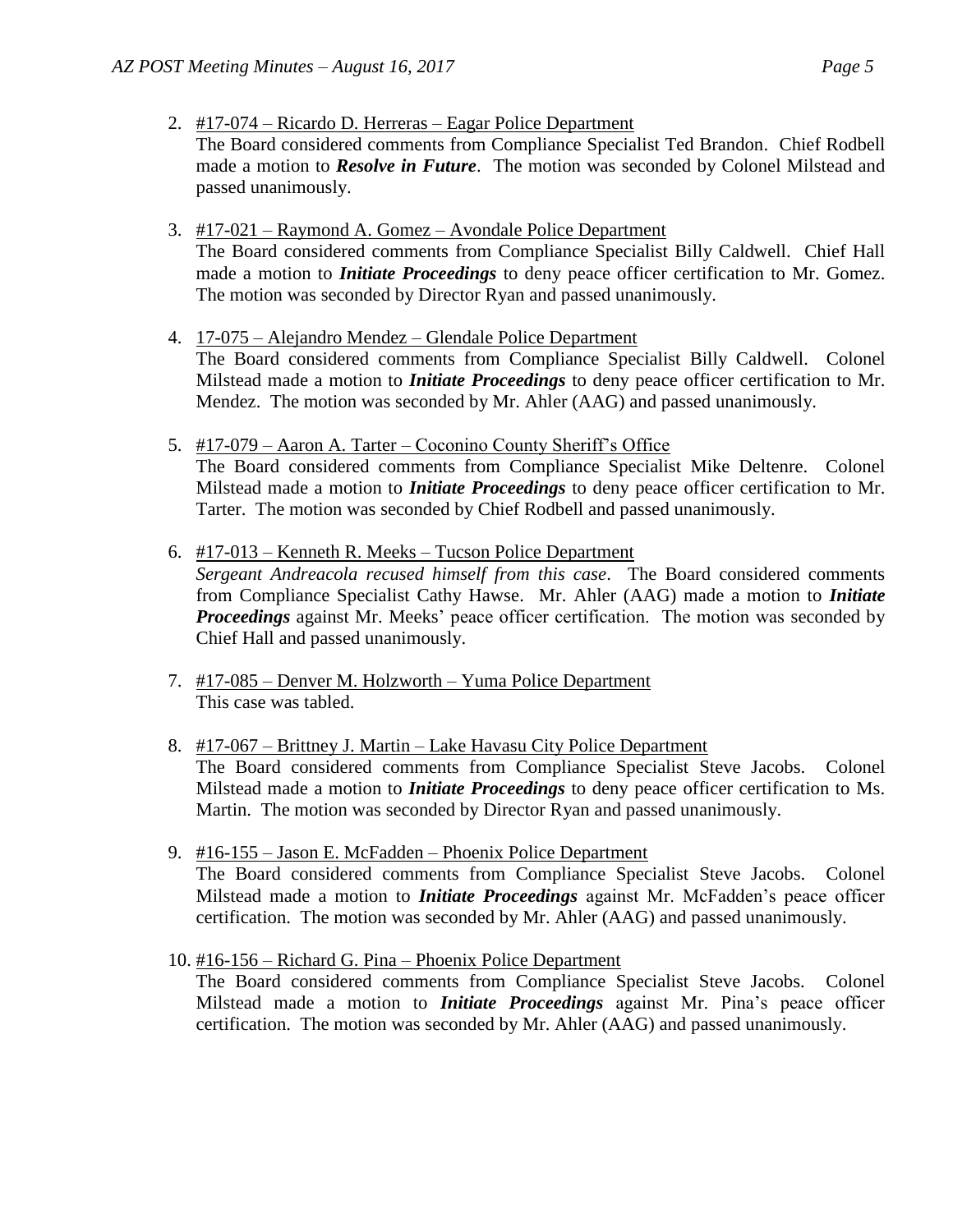2. #17-074 – Ricardo D. Herreras – Eagar Police Department
   The Board considered comments from Compliance Specialist Ted Brandon. Chief Rodbell made a motion to ***Resolve in Future***. The motion was seconded by Colonel Milstead and passed unanimously.

3. #17-021 – Raymond A. Gomez – Avondale Police Department
   The Board considered comments from Compliance Specialist Billy Caldwell. Chief Hall made a motion to ***Initiate Proceedings*** to deny peace officer certification to Mr. Gomez. The motion was seconded by Director Ryan and passed unanimously.

4. 17-075 – Alejandro Mendez – Glendale Police Department
   The Board considered comments from Compliance Specialist Billy Caldwell. Colonel Milstead made a motion to ***Initiate Proceedings*** to deny peace officer certification to Mr. Mendez. The motion was seconded by Mr. Ahler (AAG) and passed unanimously.

5. #17-079 – Aaron A. Tarter – Coconino County Sheriff's Office
   The Board considered comments from Compliance Specialist Mike Deltenre. Colonel Milstead made a motion to ***Initiate Proceedings*** to deny peace officer certification to Mr. Tarter. The motion was seconded by Chief Rodbell and passed unanimously.

6. #17-013 – Kenneth R. Meeks – Tucson Police Department
   *Sergeant Andreacola recused himself from this case*. The Board considered comments from Compliance Specialist Cathy Hawse. Mr. Ahler (AAG) made a motion to ***Initiate Proceedings*** against Mr. Meeks' peace officer certification. The motion was seconded by Chief Hall and passed unanimously.

7. #17-085 – Denver M. Holzworth – Yuma Police Department
   This case was tabled.

8. #17-067 – Brittney J. Martin – Lake Havasu City Police Department
   The Board considered comments from Compliance Specialist Steve Jacobs. Colonel Milstead made a motion to ***Initiate Proceedings*** to deny peace officer certification to Ms. Martin. The motion was seconded by Director Ryan and passed unanimously.

9. #16-155 – Jason E. McFadden – Phoenix Police Department
   The Board considered comments from Compliance Specialist Steve Jacobs. Colonel Milstead made a motion to ***Initiate Proceedings*** against Mr. McFadden's peace officer certification. The motion was seconded by Mr. Ahler (AAG) and passed unanimously.

10. #16-156 – Richard G. Pina – Phoenix Police Department
    The Board considered comments from Compliance Specialist Steve Jacobs. Colonel Milstead made a motion to ***Initiate Proceedings*** against Mr. Pina's peace officer certification. The motion was seconded by Mr. Ahler (AAG) and passed unanimously.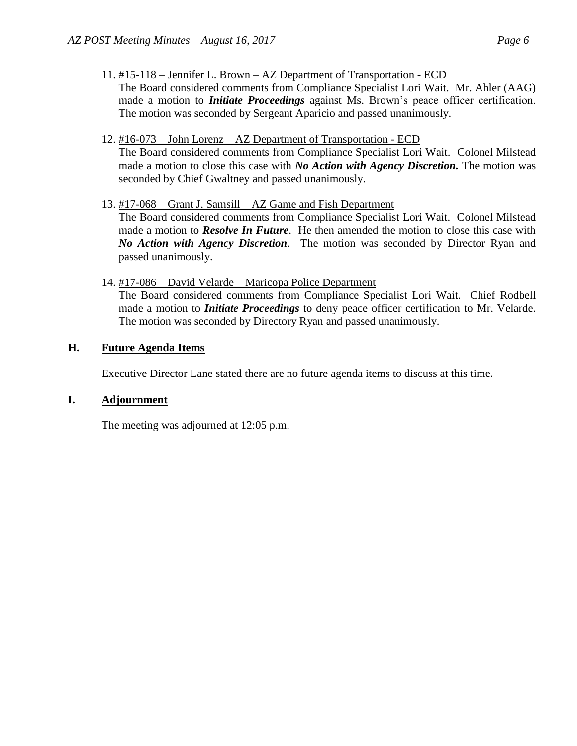11. <u>#15-118 – Jennifer L. Brown – AZ Department of Transportation - ECD</u>
    The Board considered comments from Compliance Specialist Lori Wait. Mr. Ahler (AAG) made a motion to ***Initiate Proceedings*** against Ms. Brown's peace officer certification. The motion was seconded by Sergeant Aparicio and passed unanimously.

12. <u>#16-073 – John Lorenz – AZ Department of Transportation - ECD</u>
    The Board considered comments from Compliance Specialist Lori Wait. Colonel Milstead made a motion to close this case with ***No Action with Agency Discretion.*** The motion was seconded by Chief Gwaltney and passed unanimously.

13. <u>#17-068 – Grant J. Samsill – AZ Game and Fish Department</u>
    The Board considered comments from Compliance Specialist Lori Wait. Colonel Milstead made a motion to ***Resolve In Future***. He then amended the motion to close this case with ***No Action with Agency Discretion***. The motion was seconded by Director Ryan and passed unanimously.

14. <u>#17-086 – David Velarde – Maricopa Police Department</u>
    The Board considered comments from Compliance Specialist Lori Wait. Chief Rodbell made a motion to ***Initiate Proceedings*** to deny peace officer certification to Mr. Velarde. The motion was seconded by Directory Ryan and passed unanimously.

## H. <u>Future Agenda Items</u>

Executive Director Lane stated there are no future agenda items to discuss at this time.

## I. <u>Adjournment</u>

The meeting was adjourned at 12:05 p.m.